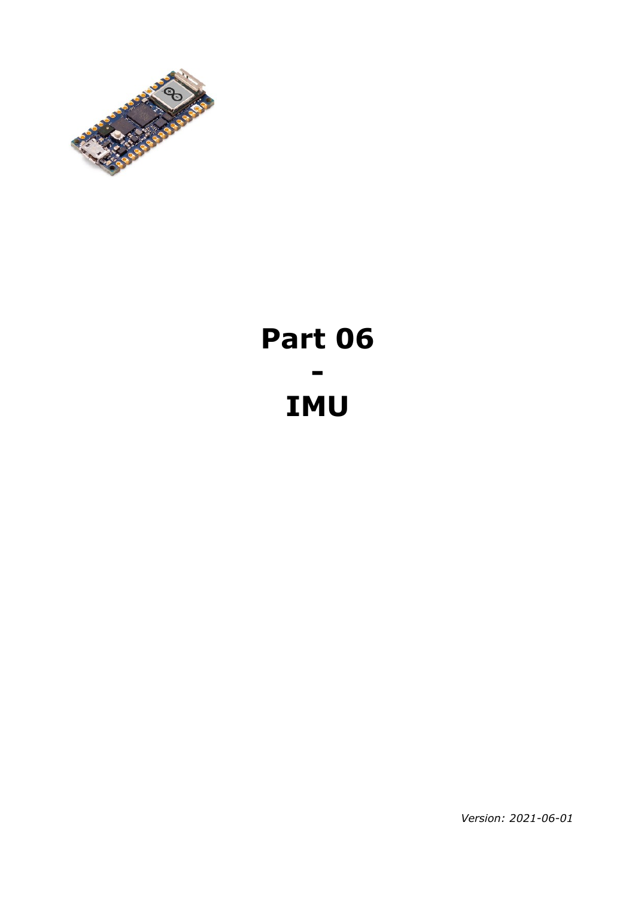# Part 06
# -
# IMU

*Version: 2021-06-01*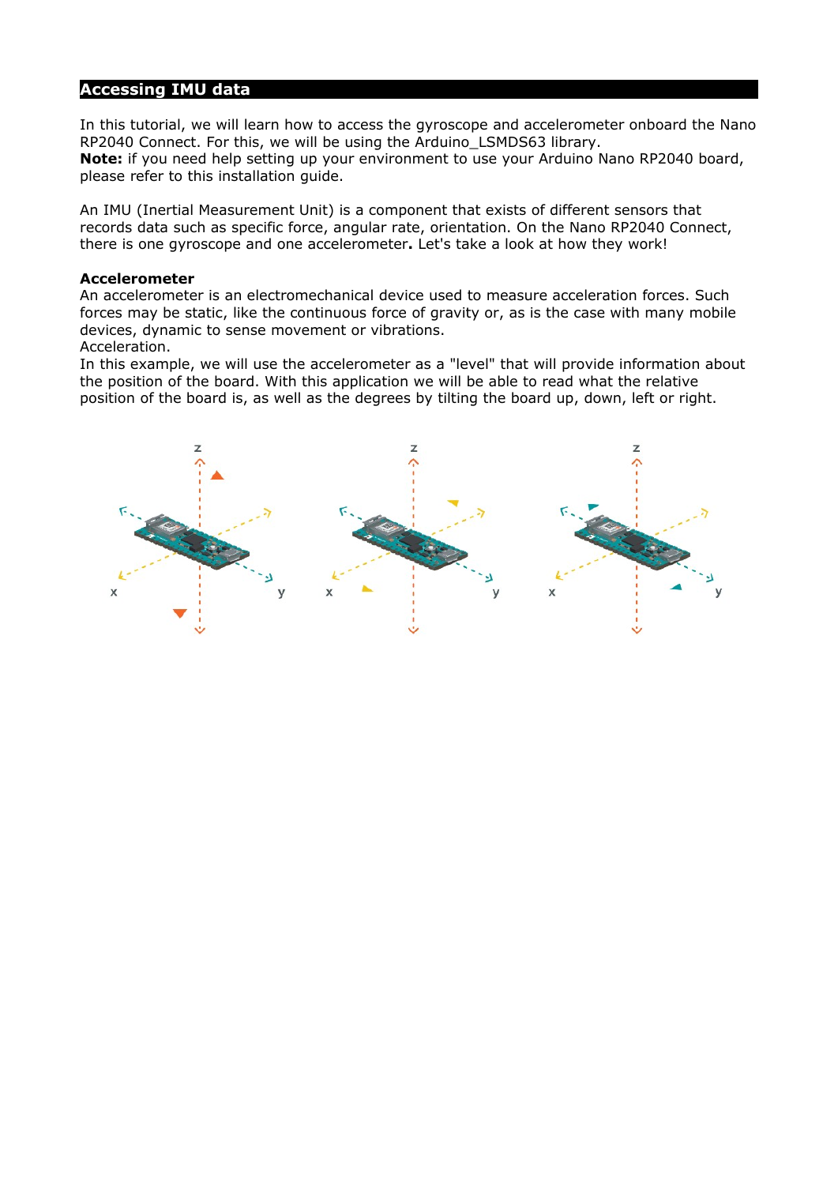## Accessing IMU data

In this tutorial, we will learn how to access the gyroscope and accelerometer onboard the Nano RP2040 Connect. For this, we will be using the Arduino_LSMDS63 library.
**Note:** if you need help setting up your environment to use your Arduino Nano RP2040 board, please refer to this installation guide.

An IMU (Inertial Measurement Unit) is a component that exists of different sensors that records data such as specific force, angular rate, orientation. On the Nano RP2040 Connect, there is one gyroscope and one accelerometer**.** Let's take a look at how they work!

**Accelerometer**
An accelerometer is an electromechanical device used to measure acceleration forces. Such forces may be static, like the continuous force of gravity or, as is the case with many mobile devices, dynamic to sense movement or vibrations.
Acceleration.
In this example, we will use the accelerometer as a "level" that will provide information about the position of the board. With this application we will be able to read what the relative position of the board is, as well as the degrees by tilting the board up, down, left or right.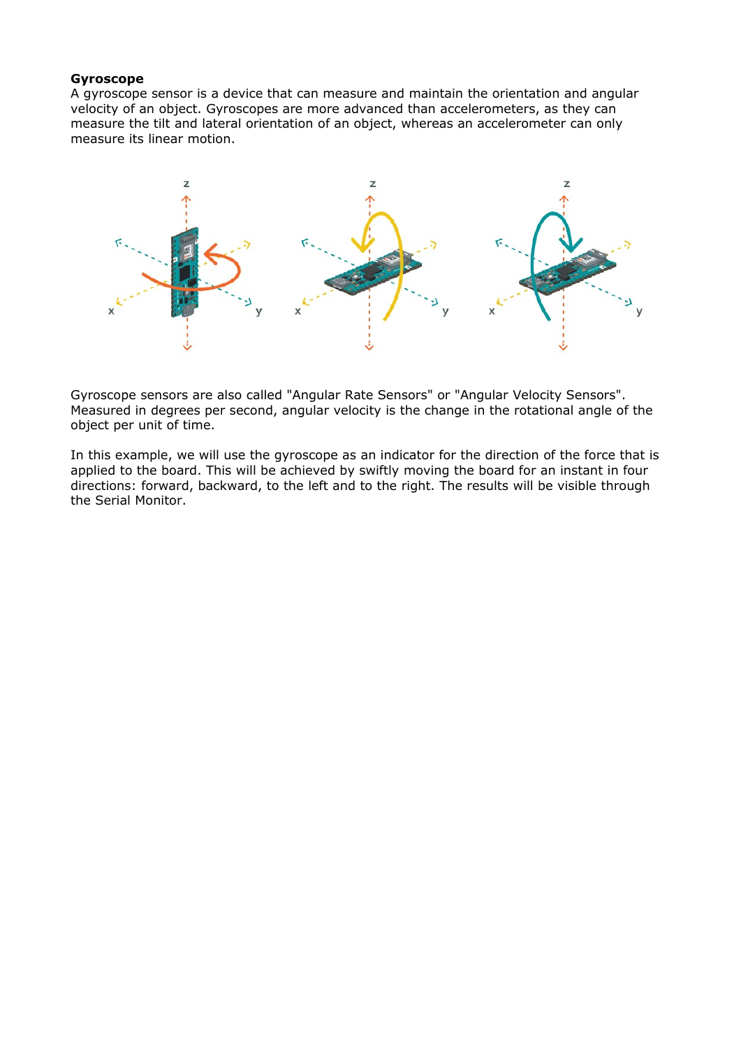**Gyroscope**

A gyroscope sensor is a device that can measure and maintain the orientation and angular velocity of an object. Gyroscopes are more advanced than accelerometers, as they can measure the tilt and lateral orientation of an object, whereas an accelerometer can only measure its linear motion.

Gyroscope sensors are also called "Angular Rate Sensors" or "Angular Velocity Sensors". Measured in degrees per second, angular velocity is the change in the rotational angle of the object per unit of time.

In this example, we will use the gyroscope as an indicator for the direction of the force that is applied to the board. This will be achieved by swiftly moving the board for an instant in four directions: forward, backward, to the left and to the right. The results will be visible through the Serial Monitor.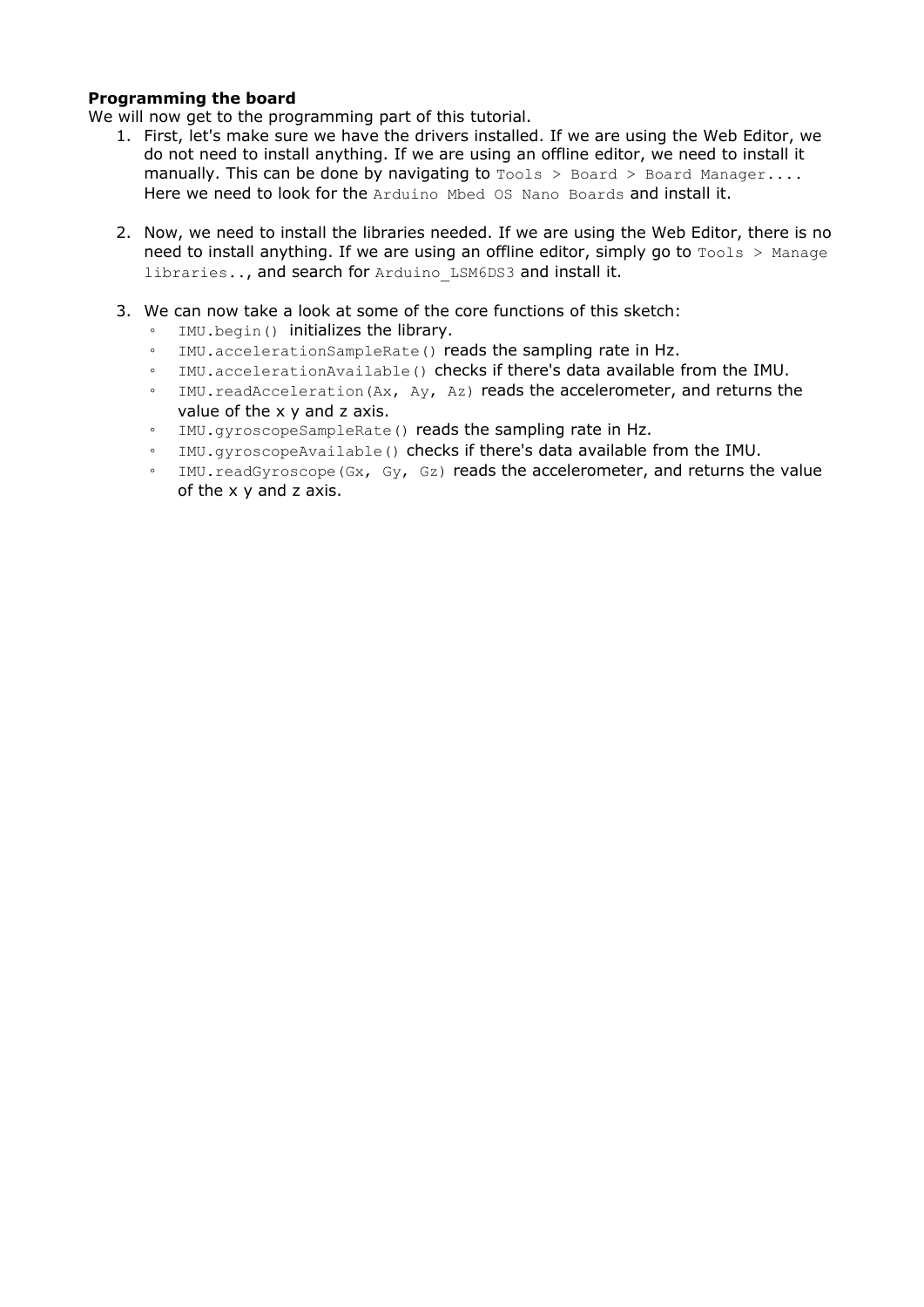**Programming the board**

We will now get to the programming part of this tutorial.

1. First, let's make sure we have the drivers installed. If we are using the Web Editor, we do not need to install anything. If we are using an offline editor, we need to install it manually. This can be done by navigating to `Tools > Board > Board Manager...`. Here we need to look for the `Arduino Mbed OS Nano Boards` and install it.

2. Now, we need to install the libraries needed. If we are using the Web Editor, there is no need to install anything. If we are using an offline editor, simply go to `Tools > Manage libraries..`, and search for `Arduino_LSM6DS3` and install it.

3. We can now take a look at some of the core functions of this sketch:
    - `IMU.begin()` initializes the library.
    - `IMU.accelerationSampleRate()` reads the sampling rate in Hz.
    - `IMU.accelerationAvailable()` checks if there's data available from the IMU.
    - `IMU.readAcceleration(Ax, Ay, Az)` reads the accelerometer, and returns the value of the x y and z axis.
    - `IMU.gyroscopeSampleRate()` reads the sampling rate in Hz.
    - `IMU.gyroscopeAvailable()` checks if there's data available from the IMU.
    - `IMU.readGyroscope(Gx, Gy, Gz)` reads the accelerometer, and returns the value of the x y and z axis.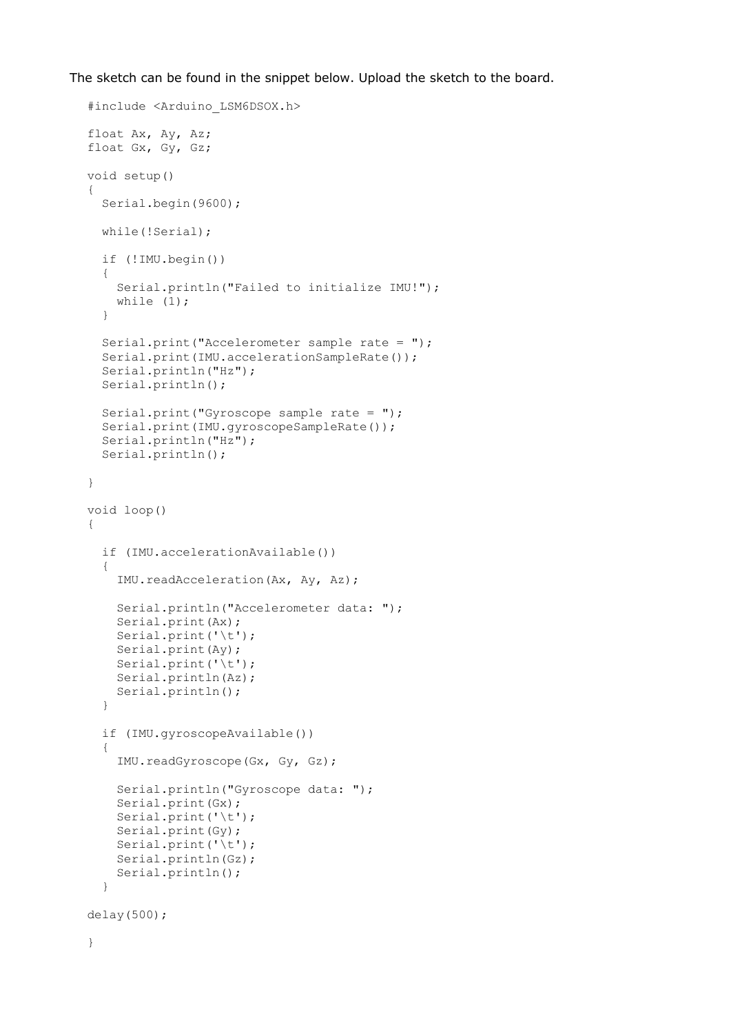The sketch can be found in the snippet below. Upload the sketch to the board.

```
#include <Arduino_LSM6DSOX.h>

float Ax, Ay, Az;
float Gx, Gy, Gz;

void setup()
{
  Serial.begin(9600);

  while(!Serial);

  if (!IMU.begin())
  {
    Serial.println("Failed to initialize IMU!");
    while (1);
  }

  Serial.print("Accelerometer sample rate = ");
  Serial.print(IMU.accelerationSampleRate());
  Serial.println("Hz");
  Serial.println();

  Serial.print("Gyroscope sample rate = ");
  Serial.print(IMU.gyroscopeSampleRate());
  Serial.println("Hz");
  Serial.println();

}

void loop()
{

  if (IMU.accelerationAvailable())
  {
    IMU.readAcceleration(Ax, Ay, Az);

    Serial.println("Accelerometer data: ");
    Serial.print(Ax);
    Serial.print('\t');
    Serial.print(Ay);
    Serial.print('\t');
    Serial.println(Az);
    Serial.println();
  }

  if (IMU.gyroscopeAvailable())
  {
    IMU.readGyroscope(Gx, Gy, Gz);

    Serial.println("Gyroscope data: ");
    Serial.print(Gx);
    Serial.print('\t');
    Serial.print(Gy);
    Serial.print('\t');
    Serial.println(Gz);
    Serial.println();
  }

delay(500);

}
```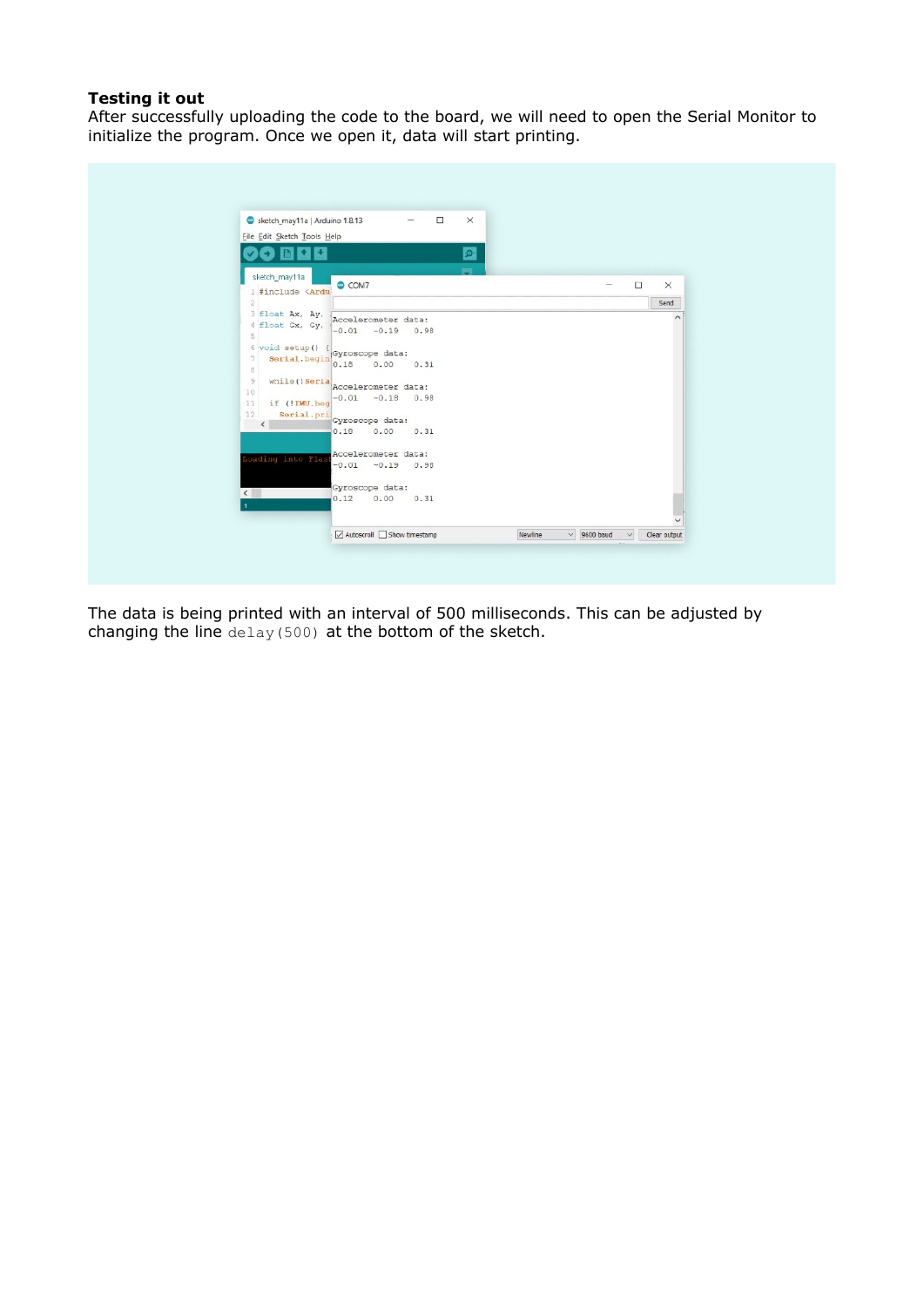**Testing it out**
After successfully uploading the code to the board, we will need to open the Serial Monitor to initialize the program. Once we open it, data will start printing.

The data is being printed with an interval of 500 milliseconds. This can be adjusted by changing the line `delay(500)` at the bottom of the sketch.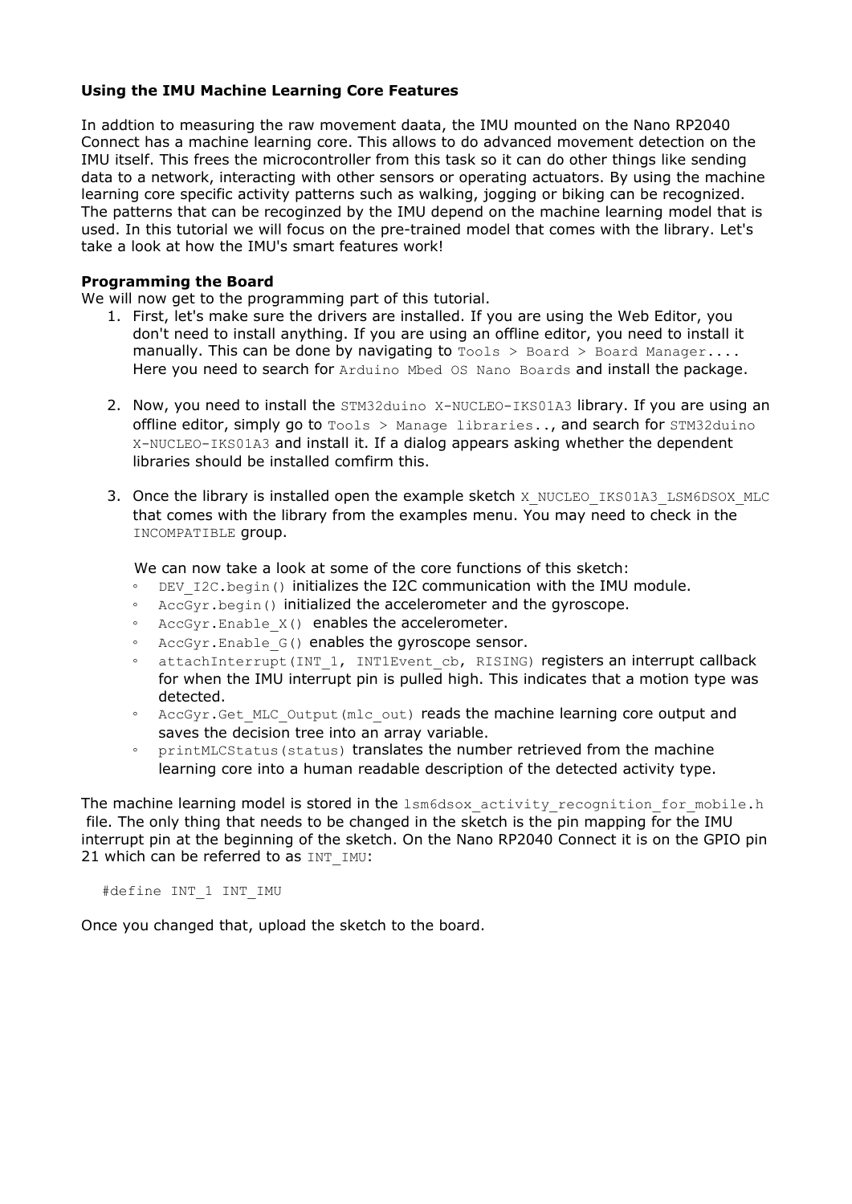**Using the IMU Machine Learning Core Features**

In addtion to measuring the raw movement daata, the IMU mounted on the Nano RP2040 Connect has a machine learning core. This allows to do advanced movement detection on the IMU itself. This frees the microcontroller from this task so it can do other things like sending data to a network, interacting with other sensors or operating actuators. By using the machine learning core specific activity patterns such as walking, jogging or biking can be recognized. The patterns that can be recoginzed by the IMU depend on the machine learning model that is used. In this tutorial we will focus on the pre-trained model that comes with the library. Let's take a look at how the IMU's smart features work!

**Programming the Board**

We will now get to the programming part of this tutorial.

1. First, let's make sure the drivers are installed. If you are using the Web Editor, you don't need to install anything. If you are using an offline editor, you need to install it manually. This can be done by navigating to `Tools > Board > Board Manager...`. Here you need to search for `Arduino Mbed OS Nano Boards` and install the package.

2. Now, you need to install the `STM32duino X-NUCLEO-IKS01A3` library. If you are using an offline editor, simply go to `Tools > Manage libraries..`, and search for `STM32duino X-NUCLEO-IKS01A3` and install it. If a dialog appears asking whether the dependent libraries should be installed comfirm this.

3. Once the library is installed open the example sketch `X_NUCLEO_IKS01A3_LSM6DSOX_MLC` that comes with the library from the examples menu. You may need to check in the `INCOMPATIBLE` group.

   We can now take a look at some of the core functions of this sketch:
   - `DEV_I2C.begin()` initializes the I2C communication with the IMU module.
   - `AccGyr.begin()` initialized the accelerometer and the gyroscope.
   - `AccGyr.Enable_X()` enables the accelerometer.
   - `AccGyr.Enable_G()` enables the gyroscope sensor.
   - `attachInterrupt(INT_1, INT1Event_cb, RISING)` registers an interrupt callback for when the IMU interrupt pin is pulled high. This indicates that a motion type was detected.
   - `AccGyr.Get_MLC_Output(mlc_out)` reads the machine learning core output and saves the decision tree into an array variable.
   - `printMLCStatus(status)` translates the number retrieved from the machine learning core into a human readable description of the detected activity type.

The machine learning model is stored in the `lsm6dsox_activity_recognition_for_mobile.h` file. The only thing that needs to be changed in the sketch is the pin mapping for the IMU interrupt pin at the beginning of the sketch. On the Nano RP2040 Connect it is on the GPIO pin 21 which can be referred to as `INT_IMU`:

```
#define INT_1 INT_IMU
```

Once you changed that, upload the sketch to the board.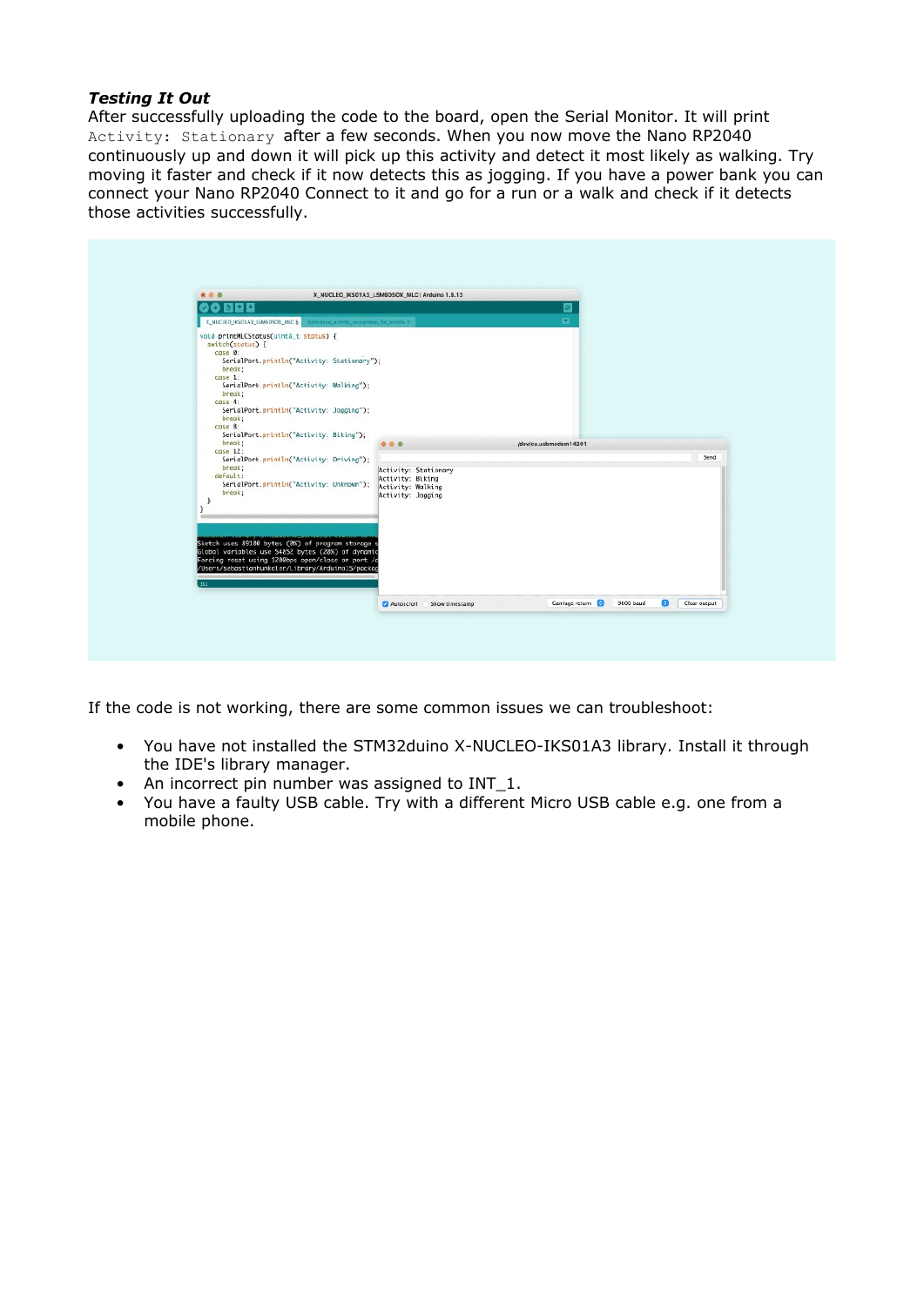***Testing It Out***
After successfully uploading the code to the board, open the Serial Monitor. It will print `Activity: Stationary` after a few seconds. When you now move the Nano RP2040 continuously up and down it will pick up this activity and detect it most likely as walking. Try moving it faster and check if it now detects this as jogging. If you have a power bank you can connect your Nano RP2040 Connect to it and go for a run or a walk and check if it detects those activities successfully.

If the code is not working, there are some common issues we can troubleshoot:

- You have not installed the STM32duino X-NUCLEO-IKS01A3 library. Install it through the IDE's library manager.
- An incorrect pin number was assigned to INT_1.
- You have a faulty USB cable. Try with a different Micro USB cable e.g. one from a mobile phone.